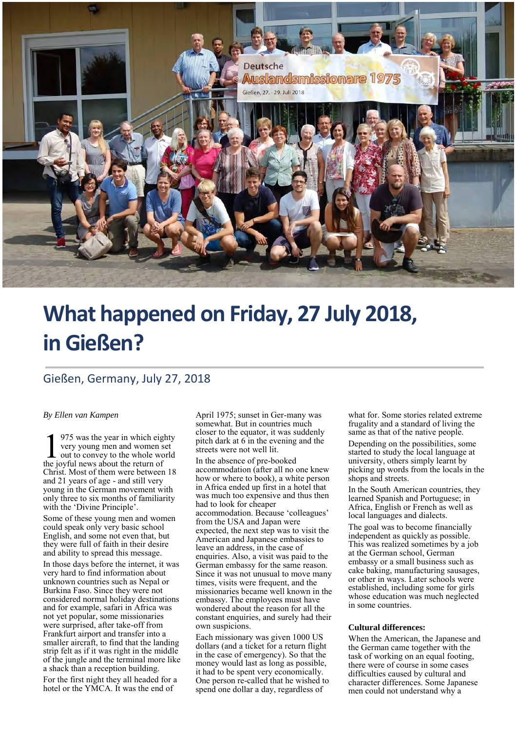# What happened on Friday, 27 July 2018, in Gießen?

## Gießen, Germany, July 27, 2018

*By Ellen van Kampen*

1975 was the year in which eighty very young men and women set out to convey to the whole world the joyful news about the return of Christ. Most of them were between 18 and 21 years of age - and still very young in the German movement with only three to six months of familiarity with the 'Divine Principle'.

Some of these young men and women could speak only very basic school English, and some not even that, but they were full of faith in their desire and ability to spread this message.

In those days before the internet, it was very hard to find information about unknown countries such as Nepal or Burkina Faso. Since they were not considered normal holiday destinations and for example, safari in Africa was not yet popular, some missionaries were surprised, after take-off from Frankfurt airport and transfer into a smaller aircraft, to find that the landing strip felt as if it was right in the middle of the jungle and the terminal more like a shack than a reception building.

For the first night they all headed for a hotel or the YMCA. It was the end of April 1975; sunset in Ger-many was somewhat. But in countries much closer to the equator, it was suddenly pitch dark at 6 in the evening and the streets were not well lit.

In the absence of pre-booked accommodation (after all no one knew how or where to book), a white person in Africa ended up first in a hotel that was much too expensive and thus then had to look for cheaper accommodation. Because 'colleagues' from the USA and Japan were expected, the next step was to visit the American and Japanese embassies to leave an address, in the case of enquiries. Also, a visit was paid to the German embassy for the same reason. Since it was not unusual to move many times, visits were frequent, and the missionaries became well known in the embassy. The employees must have wondered about the reason for all the constant enquiries, and surely had their own suspicions.

Each missionary was given 1000 US dollars (and a ticket for a return flight in the case of emergency). So that the money would last as long as possible, it had to be spent very economically. One person re-called that he wished to spend one dollar a day, regardless of what for. Some stories related extreme frugality and a standard of living the same as that of the native people.

Depending on the possibilities, some started to study the local language at university, others simply learnt by picking up words from the locals in the shops and streets.

In the South American countries, they learned Spanish and Portuguese; in Africa, English or French as well as local languages and dialects.

The goal was to become financially independent as quickly as possible. This was realized sometimes by a job at the German school, German embassy or a small business such as cake baking, manufacturing sausages, or other in ways. Later schools were established, including some for girls whose education was much neglected in some countries.

**Cultural differences:**

When the American, the Japanese and the German came together with the task of working on an equal footing, there were of course in some cases difficulties caused by cultural and character differences. Some Japanese men could not understand why a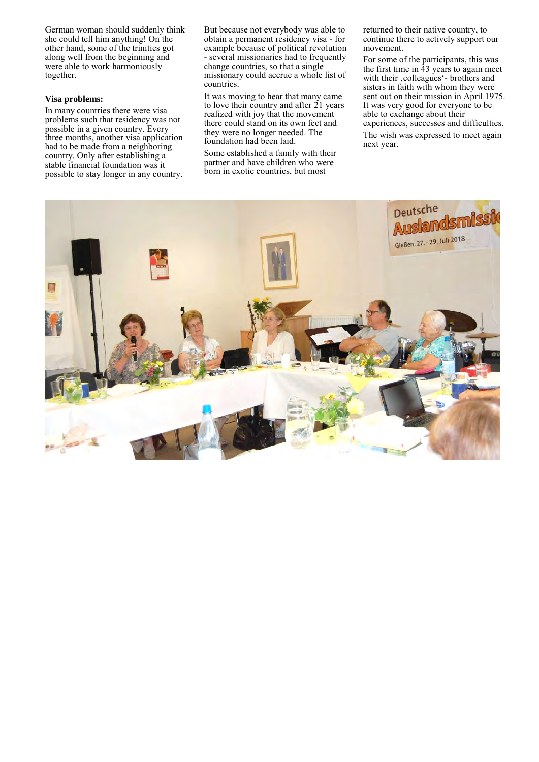German woman should suddenly think she could tell him anything! On the other hand, some of the trinities got along well from the beginning and were able to work harmoniously together.

**Visa problems:**

In many countries there were visa problems such that residency was not possible in a given country. Every three months, another visa application had to be made from a neighboring country. Only after establishing a stable financial foundation was it possible to stay longer in any country.

But because not everybody was able to obtain a permanent residency visa - for example because of political revolution - several missionaries had to frequently change countries, so that a single missionary could accrue a whole list of countries.

It was moving to hear that many came to love their country and after 21 years realized with joy that the movement there could stand on its own feet and they were no longer needed. The foundation had been laid.

Some established a family with their partner and have children who were born in exotic countries, but most returned to their native country, to continue there to actively support our movement.

For some of the participants, this was the first time in 43 years to again meet with their ‚colleagues'- brothers and sisters in faith with whom they were sent out on their mission in April 1975. It was very good for everyone to be able to exchange about their experiences, successes and difficulties.

The wish was expressed to meet again next year.